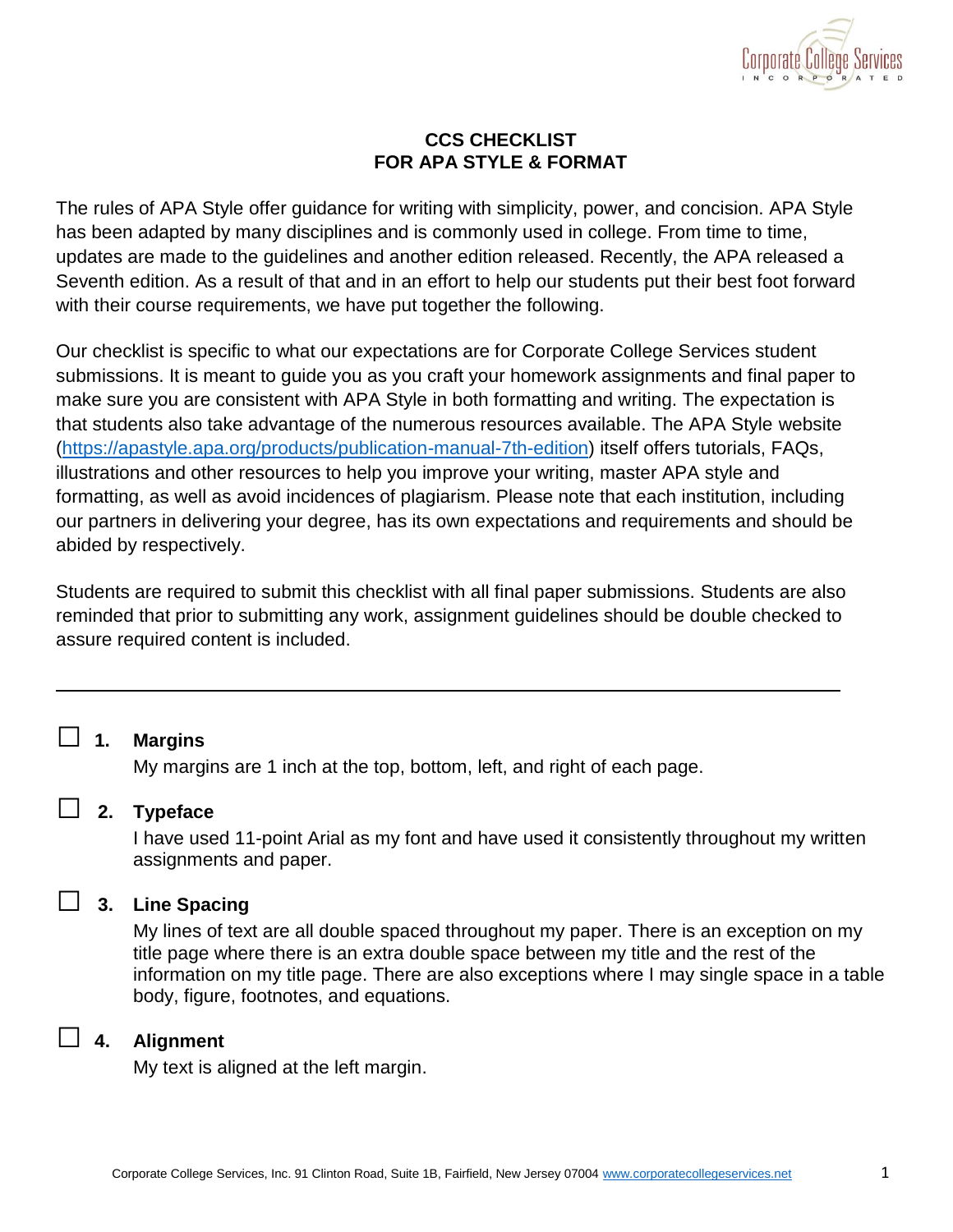# CCS CHECKLIST
# FOR APA STYLE & FORMAT

The rules of APA Style offer guidance for writing with simplicity, power, and concision. APA Style has been adapted by many disciplines and is commonly used in college. From time to time, updates are made to the guidelines and another edition released. Recently, the APA released a Seventh edition. As a result of that and in an effort to help our students put their best foot forward with their course requirements, we have put together the following.

Our checklist is specific to what our expectations are for Corporate College Services student submissions. It is meant to guide you as you craft your homework assignments and final paper to make sure you are consistent with APA Style in both formatting and writing. The expectation is that students also take advantage of the numerous resources available. The APA Style website (https://apastyle.apa.org/products/publication-manual-7th-edition) itself offers tutorials, FAQs, illustrations and other resources to help you improve your writing, master APA style and formatting, as well as avoid incidences of plagiarism. Please note that each institution, including our partners in delivering your degree, has its own expectations and requirements and should be abided by respectively.

Students are required to submit this checklist with all final paper submissions. Students are also reminded that prior to submitting any work, assignment guidelines should be double checked to assure required content is included.

---

☐ **1. Margins**

My margins are 1 inch at the top, bottom, left, and right of each page.

☐ **2. Typeface**

I have used 11-point Arial as my font and have used it consistently throughout my written assignments and paper.

☐ **3. Line Spacing**

My lines of text are all double spaced throughout my paper. There is an exception on my title page where there is an extra double space between my title and the rest of the information on my title page. There are also exceptions where I may single space in a table body, figure, footnotes, and equations.

☐ **4. Alignment**

My text is aligned at the left margin.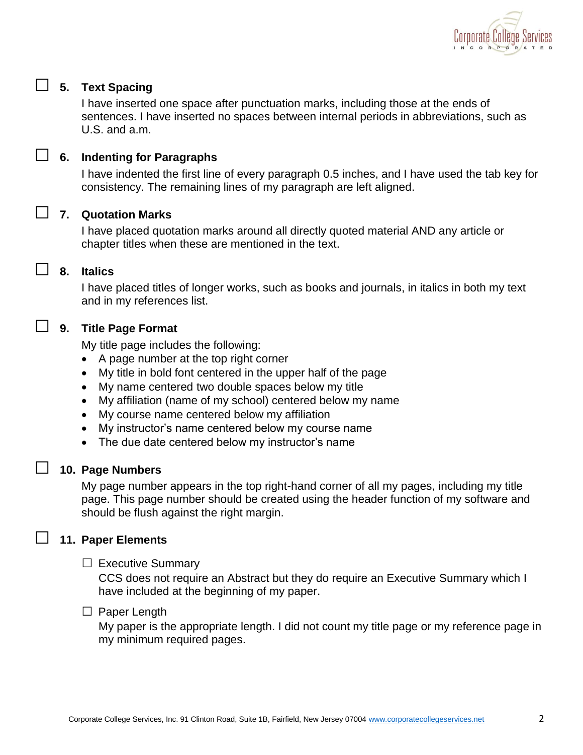☐ **5. Text Spacing**

I have inserted one space after punctuation marks, including those at the ends of sentences. I have inserted no spaces between internal periods in abbreviations, such as U.S. and a.m.

☐ **6. Indenting for Paragraphs**

I have indented the first line of every paragraph 0.5 inches, and I have used the tab key for consistency. The remaining lines of my paragraph are left aligned.

☐ **7. Quotation Marks**

I have placed quotation marks around all directly quoted material AND any article or chapter titles when these are mentioned in the text.

☐ **8. Italics**

I have placed titles of longer works, such as books and journals, in italics in both my text and in my references list.

☐ **9. Title Page Format**

My title page includes the following:

- A page number at the top right corner
- My title in bold font centered in the upper half of the page
- My name centered two double spaces below my title
- My affiliation (name of my school) centered below my name
- My course name centered below my affiliation
- My instructor's name centered below my course name
- The due date centered below my instructor's name

☐ **10. Page Numbers**

My page number appears in the top right-hand corner of all my pages, including my title page. This page number should be created using the header function of my software and should be flush against the right margin.

☐ **11. Paper Elements**

☐ Executive Summary
CCS does not require an Abstract but they do require an Executive Summary which I have included at the beginning of my paper.

☐ Paper Length
My paper is the appropriate length. I did not count my title page or my reference page in my minimum required pages.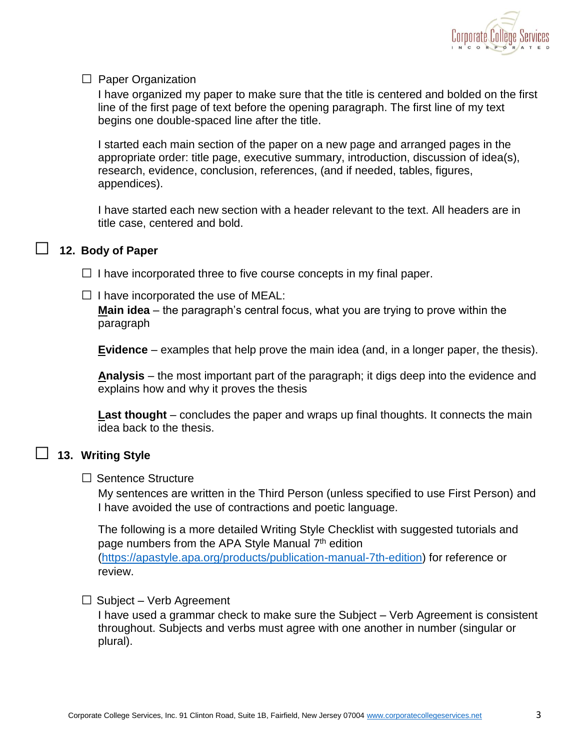☐ Paper Organization

I have organized my paper to make sure that the title is centered and bolded on the first line of the first page of text before the opening paragraph. The first line of my text begins one double-spaced line after the title.

I started each main section of the paper on a new page and arranged pages in the appropriate order: title page, executive summary, introduction, discussion of idea(s), research, evidence, conclusion, references, (and if needed, tables, figures, appendices).

I have started each new section with a header relevant to the text. All headers are in title case, centered and bold.

## ☐ 12. Body of Paper

☐ I have incorporated three to five course concepts in my final paper.

☐ I have incorporated the use of MEAL:

**Main idea** – the paragraph's central focus, what you are trying to prove within the paragraph

**Evidence** – examples that help prove the main idea (and, in a longer paper, the thesis).

**Analysis** – the most important part of the paragraph; it digs deep into the evidence and explains how and why it proves the thesis

**Last thought** – concludes the paper and wraps up final thoughts. It connects the main idea back to the thesis.

## ☐ 13. Writing Style

☐ Sentence Structure

My sentences are written in the Third Person (unless specified to use First Person) and I have avoided the use of contractions and poetic language.

The following is a more detailed Writing Style Checklist with suggested tutorials and page numbers from the APA Style Manual 7th edition (https://apastyle.apa.org/products/publication-manual-7th-edition) for reference or review.

☐ Subject – Verb Agreement

I have used a grammar check to make sure the Subject – Verb Agreement is consistent throughout. Subjects and verbs must agree with one another in number (singular or plural).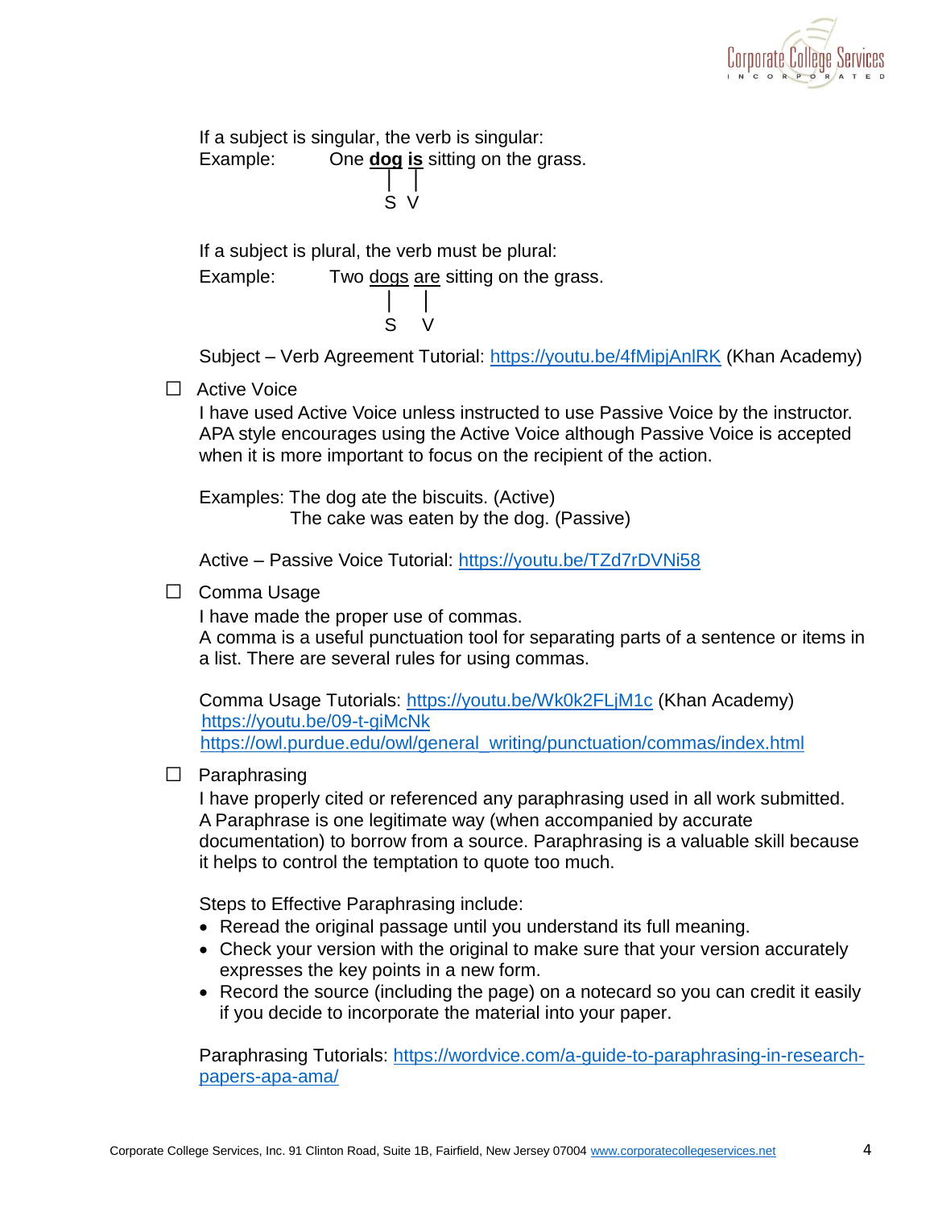If a subject is singular, the verb is singular:

Example: One **dog** **is** sitting on the grass.
(S = dog, V = is)

If a subject is plural, the verb must be plural:

Example: Two dogs are sitting on the grass.
(S = dogs, V = are)

Subject – Verb Agreement Tutorial: https://youtu.be/4fMipjAnlRK (Khan Academy)

☐ Active Voice

I have used Active Voice unless instructed to use Passive Voice by the instructor. APA style encourages using the Active Voice although Passive Voice is accepted when it is more important to focus on the recipient of the action.

Examples: The dog ate the biscuits. (Active)
The cake was eaten by the dog. (Passive)

Active – Passive Voice Tutorial: https://youtu.be/TZd7rDVNi58

☐ Comma Usage

I have made the proper use of commas.
A comma is a useful punctuation tool for separating parts of a sentence or items in a list. There are several rules for using commas.

Comma Usage Tutorials: https://youtu.be/Wk0k2FLjM1c (Khan Academy)
https://youtu.be/09-t-giMcNk
https://owl.purdue.edu/owl/general_writing/punctuation/commas/index.html

☐ Paraphrasing

I have properly cited or referenced any paraphrasing used in all work submitted.
A Paraphrase is one legitimate way (when accompanied by accurate documentation) to borrow from a source. Paraphrasing is a valuable skill because it helps to control the temptation to quote too much.

Steps to Effective Paraphrasing include:

- Reread the original passage until you understand its full meaning.
- Check your version with the original to make sure that your version accurately expresses the key points in a new form.
- Record the source (including the page) on a notecard so you can credit it easily if you decide to incorporate the material into your paper.

Paraphrasing Tutorials: https://wordvice.com/a-guide-to-paraphrasing-in-research-papers-apa-ama/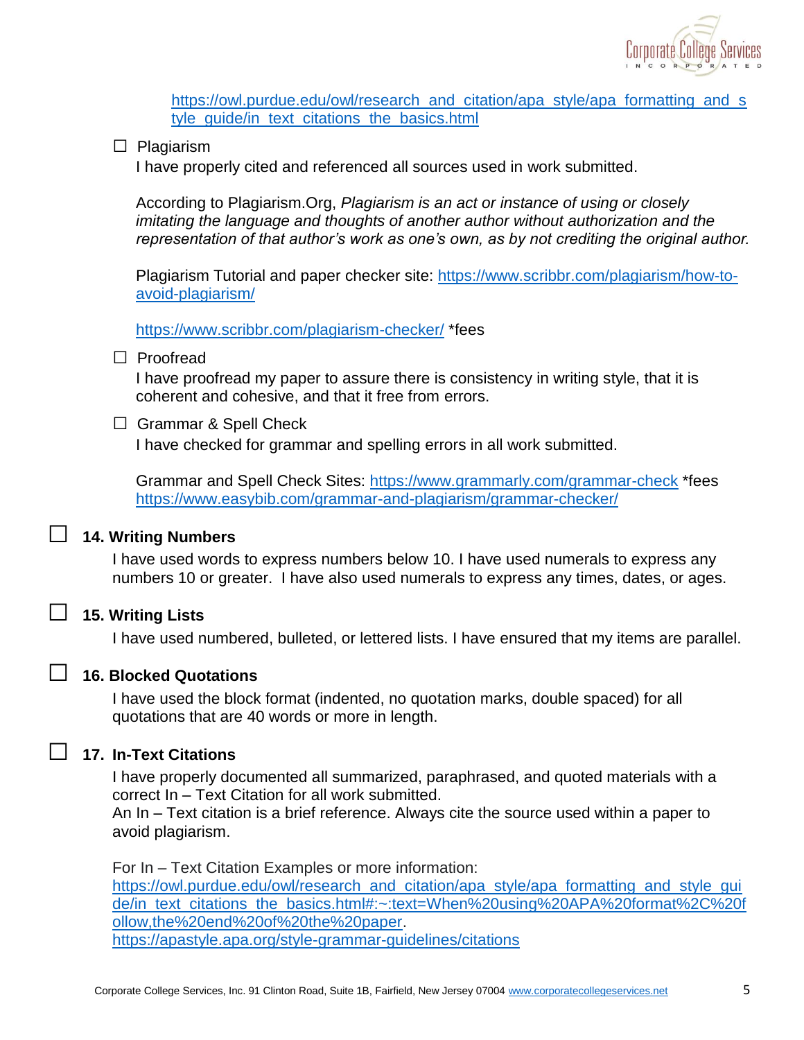https://owl.purdue.edu/owl/research_and_citation/apa_style/apa_formatting_and_style_guide/in_text_citations_the_basics.html

- ☐ Plagiarism
  I have properly cited and referenced all sources used in work submitted.

  According to Plagiarism.Org, *Plagiarism is an act or instance of using or closely imitating the language and thoughts of another author without authorization and the representation of that author's work as one's own, as by not crediting the original author.*

  Plagiarism Tutorial and paper checker site: https://www.scribbr.com/plagiarism/how-to-avoid-plagiarism/

  https://www.scribbr.com/plagiarism-checker/ *fees

- ☐ Proofread
  I have proofread my paper to assure there is consistency in writing style, that it is coherent and cohesive, and that it free from errors.

- ☐ Grammar & Spell Check
  I have checked for grammar and spelling errors in all work submitted.

  Grammar and Spell Check Sites: https://www.grammarly.com/grammar-check *fees
  https://www.easybib.com/grammar-and-plagiarism/grammar-checker/

## ☐ 14. Writing Numbers

I have used words to express numbers below 10. I have used numerals to express any numbers 10 or greater. I have also used numerals to express any times, dates, or ages.

## ☐ 15. Writing Lists

I have used numbered, bulleted, or lettered lists. I have ensured that my items are parallel.

## ☐ 16. Blocked Quotations

I have used the block format (indented, no quotation marks, double spaced) for all quotations that are 40 words or more in length.

## ☐ 17. In-Text Citations

I have properly documented all summarized, paraphrased, and quoted materials with a correct In – Text Citation for all work submitted.
An In – Text citation is a brief reference. Always cite the source used within a paper to avoid plagiarism.

For In – Text Citation Examples or more information:
https://owl.purdue.edu/owl/research_and_citation/apa_style/apa_formatting_and_style_guide/in_text_citations_the_basics.html#:~:text=When%20using%20APA%20format%2C%20follow,the%20end%20of%20the%20paper.
https://apastyle.apa.org/style-grammar-guidelines/citations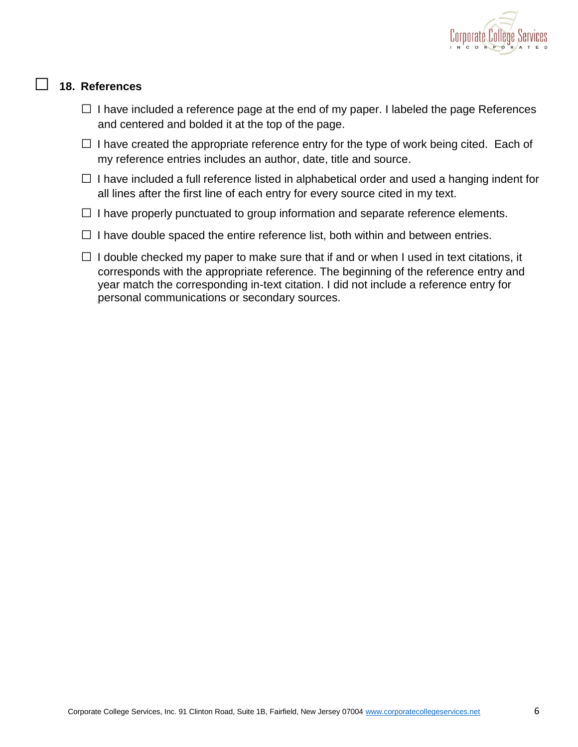☐ **18. References**

- ☐ I have included a reference page at the end of my paper. I labeled the page References and centered and bolded it at the top of the page.
- ☐ I have created the appropriate reference entry for the type of work being cited.  Each of my reference entries includes an author, date, title and source.
- ☐ I have included a full reference listed in alphabetical order and used a hanging indent for all lines after the first line of each entry for every source cited in my text.
- ☐ I have properly punctuated to group information and separate reference elements.
- ☐ I have double spaced the entire reference list, both within and between entries.
- ☐ I double checked my paper to make sure that if and or when I used in text citations, it corresponds with the appropriate reference. The beginning of the reference entry and year match the corresponding in-text citation. I did not include a reference entry for personal communications or secondary sources.